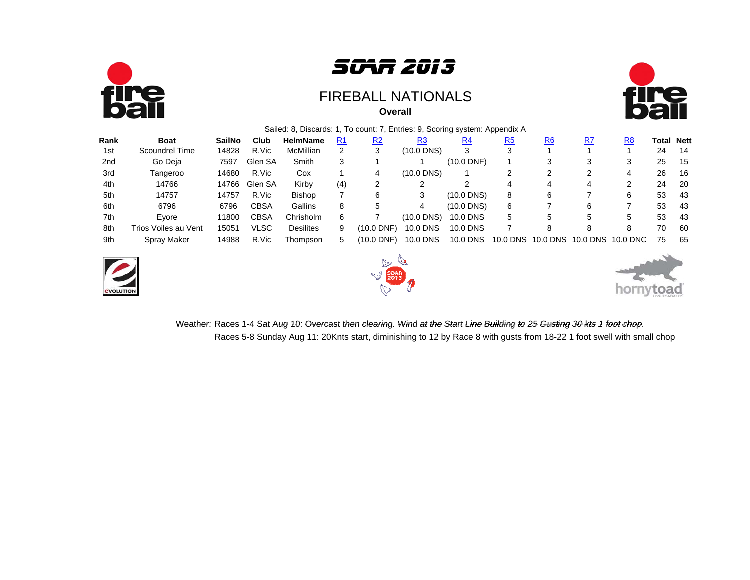# SOAR 2013

## FIREBALL NATIONALS

**Overall**

Sailed: 8, Discards: 1, To count: 7, Entries: 9, Scoring system: Appendix A

| Rank | Boat | SailNo | Club | HelmName | R1 | R2 | R3 | R4 | R5 | R6 | R7 | R8 | Total | Nett |
|---|---|---|---|---|---|---|---|---|---|---|---|---|---|---|
| 1st | Scoundrel Time | 14828 | R.Vic | McMillian | 2 | 3 | (10.0 DNS) | 3 | 3 | 1 | 1 | 1 | 24 | 14 |
| 2nd | Go Deja | 7597 | Glen SA | Smith | 3 | 1 | 1 | (10.0 DNF) | 1 | 3 | 3 | 3 | 25 | 15 |
| 3rd | Tangeroo | 14680 | R.Vic | Cox | 1 | 4 | (10.0 DNS) | 1 | 2 | 2 | 2 | 4 | 26 | 16 |
| 4th | 14766 | 14766 | Glen SA | Kirby | (4) | 2 | 2 | 2 | 4 | 4 | 4 | 2 | 24 | 20 |
| 5th | 14757 | 14757 | R.Vic | Bishop | 7 | 6 | 3 | (10.0 DNS) | 8 | 6 | 7 | 6 | 53 | 43 |
| 6th | 6796 | 6796 | CBSA | Gallins | 8 | 5 | 4 | (10.0 DNS) | 6 | 7 | 6 | 7 | 53 | 43 |
| 7th | Eyore | 11800 | CBSA | Chrisholm | 6 | 7 | (10.0 DNS) | 10.0 DNS | 5 | 5 | 5 | 5 | 53 | 43 |
| 8th | Trios Voiles au Vent | 15051 | VLSC | Desilites | 9 | (10.0 DNF) | 10.0 DNS | 10.0 DNS | 7 | 8 | 8 | 8 | 70 | 60 |
| 9th | Spray Maker | 14988 | R.Vic | Thompson | 5 | (10.0 DNF) | 10.0 DNS | 10.0 DNS | 10.0 DNS | 10.0 DNS | 10.0 DNS | 10.0 DNC | 75 | 65 |

Weather: Races 1-4 Sat Aug 10: Overcast then clearing. Wind at the Start Line Building to 25 Gusting 30 kts 1 foot chop.
Races 5-8 Sunday Aug 11: 20Knts start, diminishing to 12 by Race 8 with gusts from 18-22 1 foot swell with small chop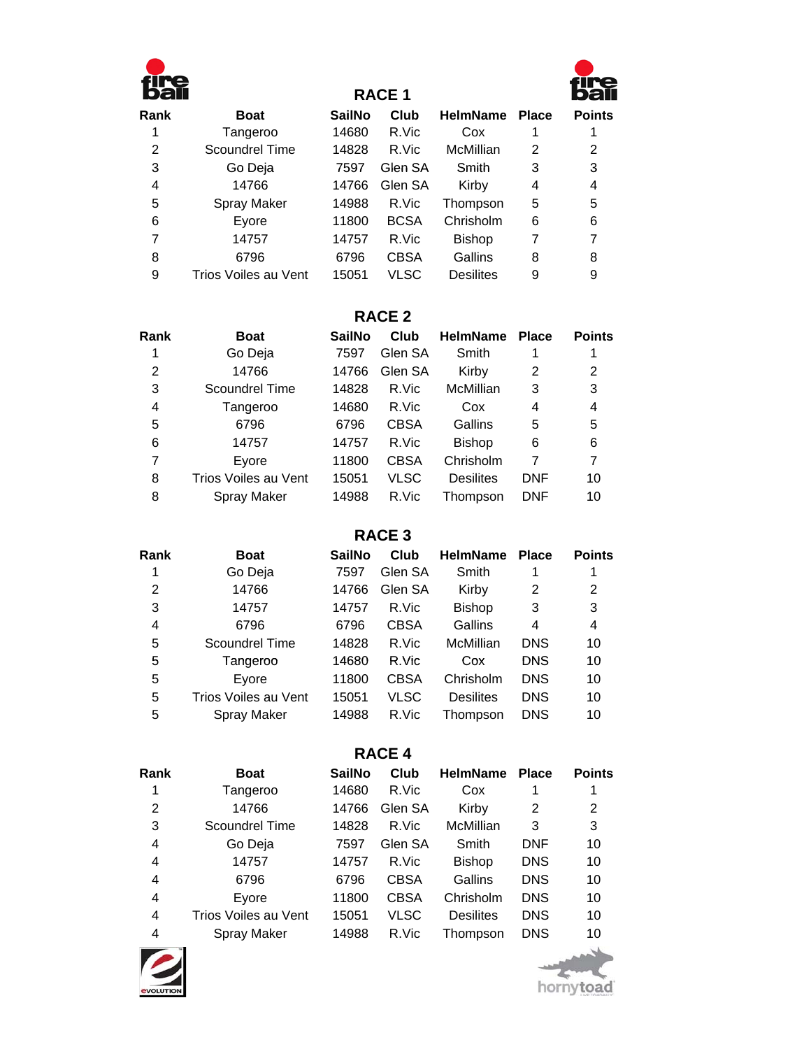## RACE 1

| Rank | Boat | SailNo | Club | HelmName | Place | Points |
|---|---|---|---|---|---|---|
| 1 | Tangeroo | 14680 | R.Vic | Cox | 1 | 1 |
| 2 | Scoundrel Time | 14828 | R.Vic | McMillian | 2 | 2 |
| 3 | Go Deja | 7597 | Glen SA | Smith | 3 | 3 |
| 4 | 14766 | 14766 | Glen SA | Kirby | 4 | 4 |
| 5 | Spray Maker | 14988 | R.Vic | Thompson | 5 | 5 |
| 6 | Eyore | 11800 | BCSA | Chrisholm | 6 | 6 |
| 7 | 14757 | 14757 | R.Vic | Bishop | 7 | 7 |
| 8 | 6796 | 6796 | CBSA | Gallins | 8 | 8 |
| 9 | Trios Voiles au Vent | 15051 | VLSC | Desilites | 9 | 9 |

## RACE 2

| Rank | Boat | SailNo | Club | HelmName | Place | Points |
|---|---|---|---|---|---|---|
| 1 | Go Deja | 7597 | Glen SA | Smith | 1 | 1 |
| 2 | 14766 | 14766 | Glen SA | Kirby | 2 | 2 |
| 3 | Scoundrel Time | 14828 | R.Vic | McMillian | 3 | 3 |
| 4 | Tangeroo | 14680 | R.Vic | Cox | 4 | 4 |
| 5 | 6796 | 6796 | CBSA | Gallins | 5 | 5 |
| 6 | 14757 | 14757 | R.Vic | Bishop | 6 | 6 |
| 7 | Eyore | 11800 | CBSA | Chrisholm | 7 | 7 |
| 8 | Trios Voiles au Vent | 15051 | VLSC | Desilites | DNF | 10 |
| 8 | Spray Maker | 14988 | R.Vic | Thompson | DNF | 10 |

## RACE 3

| Rank | Boat | SailNo | Club | HelmName | Place | Points |
|---|---|---|---|---|---|---|
| 1 | Go Deja | 7597 | Glen SA | Smith | 1 | 1 |
| 2 | 14766 | 14766 | Glen SA | Kirby | 2 | 2 |
| 3 | 14757 | 14757 | R.Vic | Bishop | 3 | 3 |
| 4 | 6796 | 6796 | CBSA | Gallins | 4 | 4 |
| 5 | Scoundrel Time | 14828 | R.Vic | McMillian | DNS | 10 |
| 5 | Tangeroo | 14680 | R.Vic | Cox | DNS | 10 |
| 5 | Eyore | 11800 | CBSA | Chrisholm | DNS | 10 |
| 5 | Trios Voiles au Vent | 15051 | VLSC | Desilites | DNS | 10 |
| 5 | Spray Maker | 14988 | R.Vic | Thompson | DNS | 10 |

## RACE 4

| Rank | Boat | SailNo | Club | HelmName | Place | Points |
|---|---|---|---|---|---|---|
| 1 | Tangeroo | 14680 | R.Vic | Cox | 1 | 1 |
| 2 | 14766 | 14766 | Glen SA | Kirby | 2 | 2 |
| 3 | Scoundrel Time | 14828 | R.Vic | McMillian | 3 | 3 |
| 4 | Go Deja | 7597 | Glen SA | Smith | DNF | 10 |
| 4 | 14757 | 14757 | R.Vic | Bishop | DNS | 10 |
| 4 | 6796 | 6796 | CBSA | Gallins | DNS | 10 |
| 4 | Eyore | 11800 | CBSA | Chrisholm | DNS | 10 |
| 4 | Trios Voiles au Vent | 15051 | VLSC | Desilites | DNS | 10 |
| 4 | Spray Maker | 14988 | R.Vic | Thompson | DNS | 10 |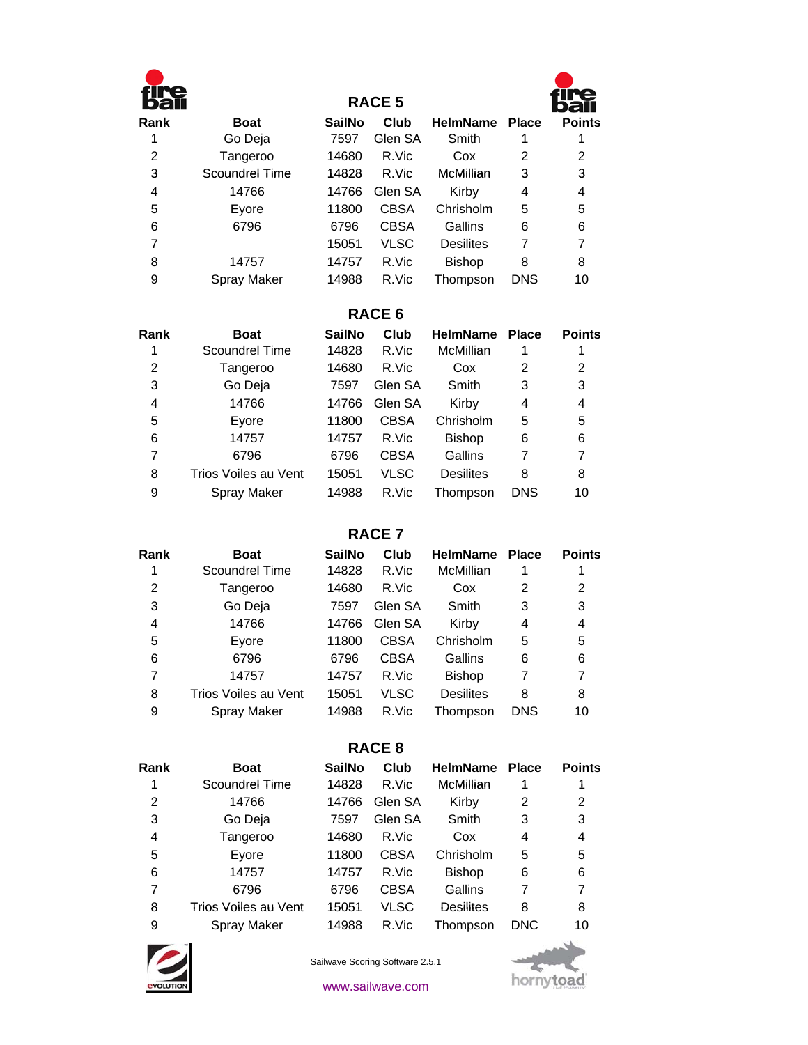## RACE 5

| Rank | Boat | SailNo | Club | HelmName | Place | Points |
|---|---|---|---|---|---|---|
| 1 | Go Deja | 7597 | Glen SA | Smith | 1 | 1 |
| 2 | Tangeroo | 14680 | R.Vic | Cox | 2 | 2 |
| 3 | Scoundrel Time | 14828 | R.Vic | McMillian | 3 | 3 |
| 4 | 14766 | 14766 | Glen SA | Kirby | 4 | 4 |
| 5 | Eyore | 11800 | CBSA | Chrisholm | 5 | 5 |
| 6 | 6796 | 6796 | CBSA | Gallins | 6 | 6 |
| 7 | | 15051 | VLSC | Desilites | 7 | 7 |
| 8 | 14757 | 14757 | R.Vic | Bishop | 8 | 8 |
| 9 | Spray Maker | 14988 | R.Vic | Thompson | DNS | 10 |

## RACE 6

| Rank | Boat | SailNo | Club | HelmName | Place | Points |
|---|---|---|---|---|---|---|
| 1 | Scoundrel Time | 14828 | R.Vic | McMillian | 1 | 1 |
| 2 | Tangeroo | 14680 | R.Vic | Cox | 2 | 2 |
| 3 | Go Deja | 7597 | Glen SA | Smith | 3 | 3 |
| 4 | 14766 | 14766 | Glen SA | Kirby | 4 | 4 |
| 5 | Eyore | 11800 | CBSA | Chrisholm | 5 | 5 |
| 6 | 14757 | 14757 | R.Vic | Bishop | 6 | 6 |
| 7 | 6796 | 6796 | CBSA | Gallins | 7 | 7 |
| 8 | Trios Voiles au Vent | 15051 | VLSC | Desilites | 8 | 8 |
| 9 | Spray Maker | 14988 | R.Vic | Thompson | DNS | 10 |

## RACE 7

| Rank | Boat | SailNo | Club | HelmName | Place | Points |
|---|---|---|---|---|---|---|
| 1 | Scoundrel Time | 14828 | R.Vic | McMillian | 1 | 1 |
| 2 | Tangeroo | 14680 | R.Vic | Cox | 2 | 2 |
| 3 | Go Deja | 7597 | Glen SA | Smith | 3 | 3 |
| 4 | 14766 | 14766 | Glen SA | Kirby | 4 | 4 |
| 5 | Eyore | 11800 | CBSA | Chrisholm | 5 | 5 |
| 6 | 6796 | 6796 | CBSA | Gallins | 6 | 6 |
| 7 | 14757 | 14757 | R.Vic | Bishop | 7 | 7 |
| 8 | Trios Voiles au Vent | 15051 | VLSC | Desilites | 8 | 8 |
| 9 | Spray Maker | 14988 | R.Vic | Thompson | DNS | 10 |

## RACE 8

| Rank | Boat | SailNo | Club | HelmName | Place | Points |
|---|---|---|---|---|---|---|
| 1 | Scoundrel Time | 14828 | R.Vic | McMillian | 1 | 1 |
| 2 | 14766 | 14766 | Glen SA | Kirby | 2 | 2 |
| 3 | Go Deja | 7597 | Glen SA | Smith | 3 | 3 |
| 4 | Tangeroo | 14680 | R.Vic | Cox | 4 | 4 |
| 5 | Eyore | 11800 | CBSA | Chrisholm | 5 | 5 |
| 6 | 14757 | 14757 | R.Vic | Bishop | 6 | 6 |
| 7 | 6796 | 6796 | CBSA | Gallins | 7 | 7 |
| 8 | Trios Voiles au Vent | 15051 | VLSC | Desilites | 8 | 8 |
| 9 | Spray Maker | 14988 | R.Vic | Thompson | DNC | 10 |

Sailwave Scoring Software 2.5.1

www.sailwave.com